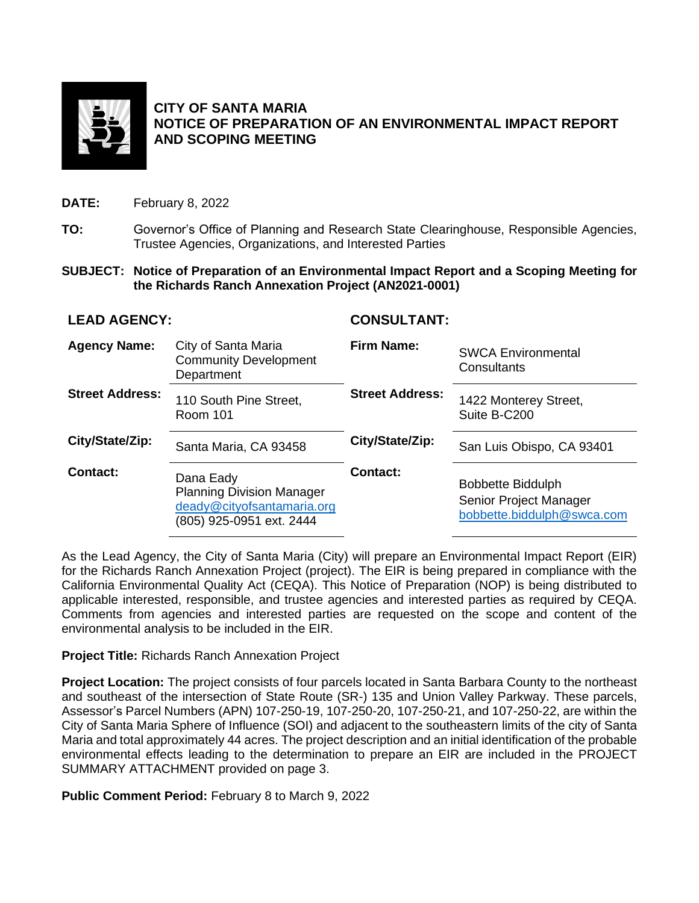# CITY OF SANTA MARIA
# NOTICE OF PREPARATION OF AN ENVIRONMENTAL IMPACT REPORT AND SCOPING MEETING

**DATE:** February 8, 2022

**TO:** Governor's Office of Planning and Research State Clearinghouse, Responsible Agencies, Trustee Agencies, Organizations, and Interested Parties

**SUBJECT: Notice of Preparation of an Environmental Impact Report and a Scoping Meeting for the Richards Ranch Annexation Project (AN2021-0001)**

| **LEAD AGENCY:** | | **CONSULTANT:** | |
|---|---|---|---|
| **Agency Name:** | City of Santa Maria Community Development Department | **Firm Name:** | SWCA Environmental Consultants |
| **Street Address:** | 110 South Pine Street, Room 101 | **Street Address:** | 1422 Monterey Street, Suite B-C200 |
| **City/State/Zip:** | Santa Maria, CA 93458 | **City/State/Zip:** | San Luis Obispo, CA 93401 |
| **Contact:** | Dana Eady<br>Planning Division Manager<br>deady@cityofsantamaria.org<br>(805) 925-0951 ext. 2444 | **Contact:** | Bobbette Biddulph<br>Senior Project Manager<br>bobbette.biddulph@swca.com |

As the Lead Agency, the City of Santa Maria (City) will prepare an Environmental Impact Report (EIR) for the Richards Ranch Annexation Project (project). The EIR is being prepared in compliance with the California Environmental Quality Act (CEQA). This Notice of Preparation (NOP) is being distributed to applicable interested, responsible, and trustee agencies and interested parties as required by CEQA. Comments from agencies and interested parties are requested on the scope and content of the environmental analysis to be included in the EIR.

**Project Title:** Richards Ranch Annexation Project

**Project Location:** The project consists of four parcels located in Santa Barbara County to the northeast and southeast of the intersection of State Route (SR-) 135 and Union Valley Parkway. These parcels, Assessor's Parcel Numbers (APN) 107-250-19, 107-250-20, 107-250-21, and 107-250-22, are within the City of Santa Maria Sphere of Influence (SOI) and adjacent to the southeastern limits of the city of Santa Maria and total approximately 44 acres. The project description and an initial identification of the probable environmental effects leading to the determination to prepare an EIR are included in the PROJECT SUMMARY ATTACHMENT provided on page 3.

**Public Comment Period:** February 8 to March 9, 2022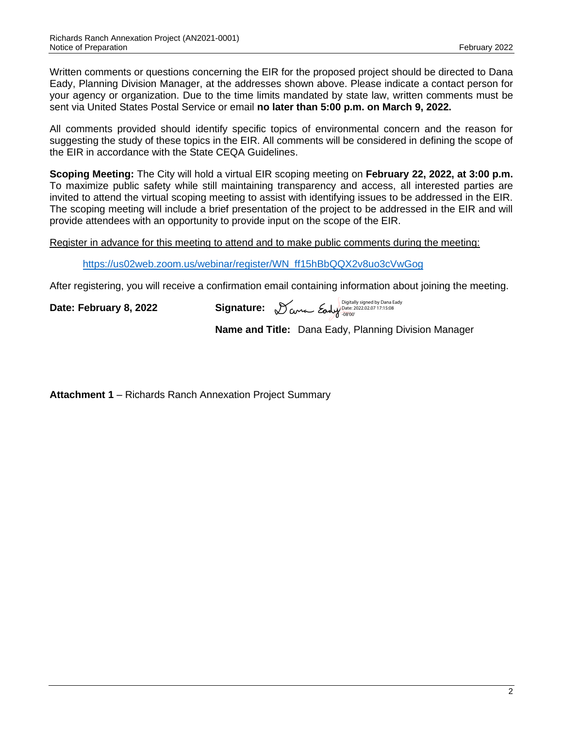Written comments or questions concerning the EIR for the proposed project should be directed to Dana Eady, Planning Division Manager, at the addresses shown above. Please indicate a contact person for your agency or organization. Due to the time limits mandated by state law, written comments must be sent via United States Postal Service or email **no later than 5:00 p.m. on March 9, 2022.**

All comments provided should identify specific topics of environmental concern and the reason for suggesting the study of these topics in the EIR. All comments will be considered in defining the scope of the EIR in accordance with the State CEQA Guidelines.

**Scoping Meeting:** The City will hold a virtual EIR scoping meeting on **February 22, 2022, at 3:00 p.m.** To maximize public safety while still maintaining transparency and access, all interested parties are invited to attend the virtual scoping meeting to assist with identifying issues to be addressed in the EIR. The scoping meeting will include a brief presentation of the project to be addressed in the EIR and will provide attendees with an opportunity to provide input on the scope of the EIR.

Register in advance for this meeting to attend and to make public comments during the meeting:

https://us02web.zoom.us/webinar/register/WN_ff15hBbQQX2v8uo3cVwGog

After registering, you will receive a confirmation email containing information about joining the meeting.

**Date: February 8, 2022** **Signature:** Dana Eady (Digitally signed by Dana Eady Date: 2022.02.07 17:15:08 -08'00')

**Name and Title:** Dana Eady, Planning Division Manager

**Attachment 1** – Richards Ranch Annexation Project Summary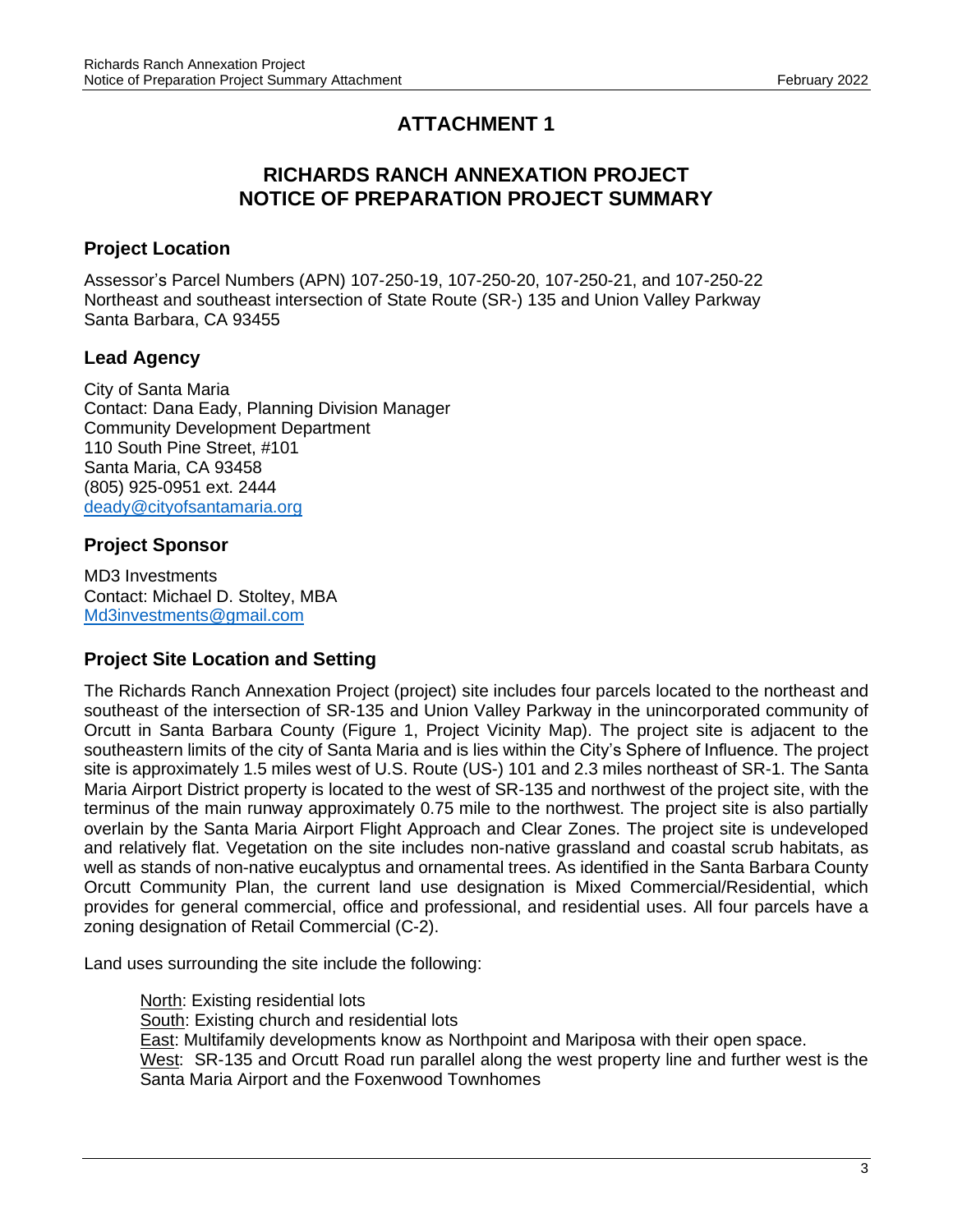# ATTACHMENT 1

## RICHARDS RANCH ANNEXATION PROJECT NOTICE OF PREPARATION PROJECT SUMMARY

### Project Location

Assessor's Parcel Numbers (APN) 107-250-19, 107-250-20, 107-250-21, and 107-250-22
Northeast and southeast intersection of State Route (SR-) 135 and Union Valley Parkway
Santa Barbara, CA 93455

### Lead Agency

City of Santa Maria
Contact: Dana Eady, Planning Division Manager
Community Development Department
110 South Pine Street, #101
Santa Maria, CA 93458
(805) 925-0951 ext. 2444
deady@cityofsantamaria.org

### Project Sponsor

MD3 Investments
Contact: Michael D. Stoltey, MBA
Md3investments@gmail.com

### Project Site Location and Setting

The Richards Ranch Annexation Project (project) site includes four parcels located to the northeast and southeast of the intersection of SR-135 and Union Valley Parkway in the unincorporated community of Orcutt in Santa Barbara County (Figure 1, Project Vicinity Map). The project site is adjacent to the southeastern limits of the city of Santa Maria and is lies within the City's Sphere of Influence. The project site is approximately 1.5 miles west of U.S. Route (US-) 101 and 2.3 miles northeast of SR-1. The Santa Maria Airport District property is located to the west of SR-135 and northwest of the project site, with the terminus of the main runway approximately 0.75 mile to the northwest. The project site is also partially overlain by the Santa Maria Airport Flight Approach and Clear Zones. The project site is undeveloped and relatively flat. Vegetation on the site includes non-native grassland and coastal scrub habitats, as well as stands of non-native eucalyptus and ornamental trees. As identified in the Santa Barbara County Orcutt Community Plan, the current land use designation is Mixed Commercial/Residential, which provides for general commercial, office and professional, and residential uses. All four parcels have a zoning designation of Retail Commercial (C-2).

Land uses surrounding the site include the following:

North: Existing residential lots
South: Existing church and residential lots
East: Multifamily developments know as Northpoint and Mariposa with their open space.
West: SR-135 and Orcutt Road run parallel along the west property line and further west is the Santa Maria Airport and the Foxenwood Townhomes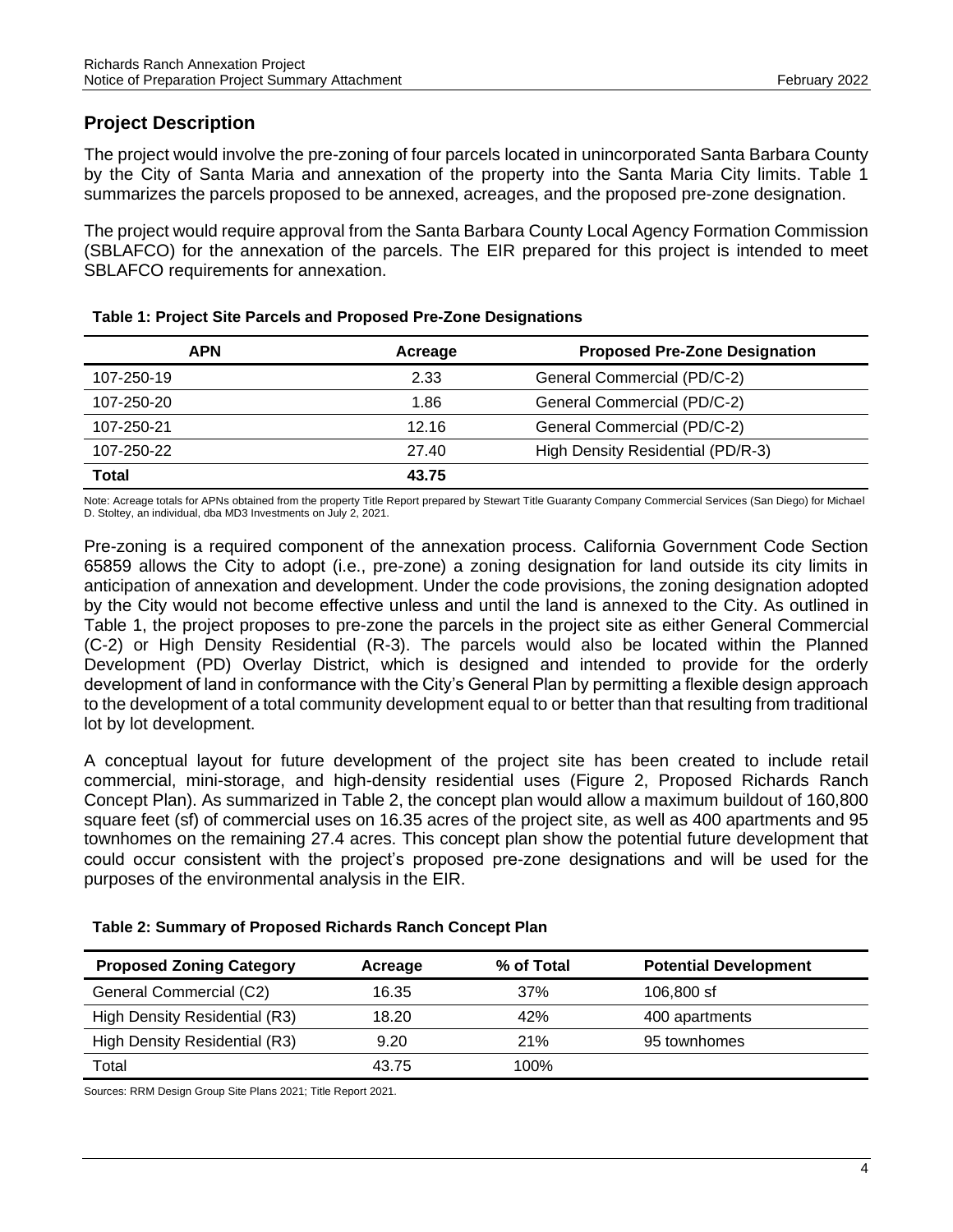## Project Description

The project would involve the pre-zoning of four parcels located in unincorporated Santa Barbara County by the City of Santa Maria and annexation of the property into the Santa Maria City limits. Table 1 summarizes the parcels proposed to be annexed, acreages, and the proposed pre-zone designation.

The project would require approval from the Santa Barbara County Local Agency Formation Commission (SBLAFCO) for the annexation of the parcels. The EIR prepared for this project is intended to meet SBLAFCO requirements for annexation.

**Table 1: Project Site Parcels and Proposed Pre-Zone Designations**

| APN | Acreage | Proposed Pre-Zone Designation |
|---|---|---|
| 107-250-19 | 2.33 | General Commercial (PD/C-2) |
| 107-250-20 | 1.86 | General Commercial (PD/C-2) |
| 107-250-21 | 12.16 | General Commercial (PD/C-2) |
| 107-250-22 | 27.40 | High Density Residential (PD/R-3) |
| **Total** | **43.75** | |

Note: Acreage totals for APNs obtained from the property Title Report prepared by Stewart Title Guaranty Company Commercial Services (San Diego) for Michael D. Stoltey, an individual, dba MD3 Investments on July 2, 2021.

Pre-zoning is a required component of the annexation process. California Government Code Section 65859 allows the City to adopt (i.e., pre-zone) a zoning designation for land outside its city limits in anticipation of annexation and development. Under the code provisions, the zoning designation adopted by the City would not become effective unless and until the land is annexed to the City. As outlined in Table 1, the project proposes to pre-zone the parcels in the project site as either General Commercial (C-2) or High Density Residential (R-3). The parcels would also be located within the Planned Development (PD) Overlay District, which is designed and intended to provide for the orderly development of land in conformance with the City's General Plan by permitting a flexible design approach to the development of a total community development equal to or better than that resulting from traditional lot by lot development.

A conceptual layout for future development of the project site has been created to include retail commercial, mini-storage, and high-density residential uses (Figure 2, Proposed Richards Ranch Concept Plan). As summarized in Table 2, the concept plan would allow a maximum buildout of 160,800 square feet (sf) of commercial uses on 16.35 acres of the project site, as well as 400 apartments and 95 townhomes on the remaining 27.4 acres. This concept plan show the potential future development that could occur consistent with the project's proposed pre-zone designations and will be used for the purposes of the environmental analysis in the EIR.

**Table 2: Summary of Proposed Richards Ranch Concept Plan**

| Proposed Zoning Category | Acreage | % of Total | Potential Development |
|---|---|---|---|
| General Commercial (C2) | 16.35 | 37% | 106,800 sf |
| High Density Residential (R3) | 18.20 | 42% | 400 apartments |
| High Density Residential (R3) | 9.20 | 21% | 95 townhomes |
| Total | 43.75 | 100% | |

Sources: RRM Design Group Site Plans 2021; Title Report 2021.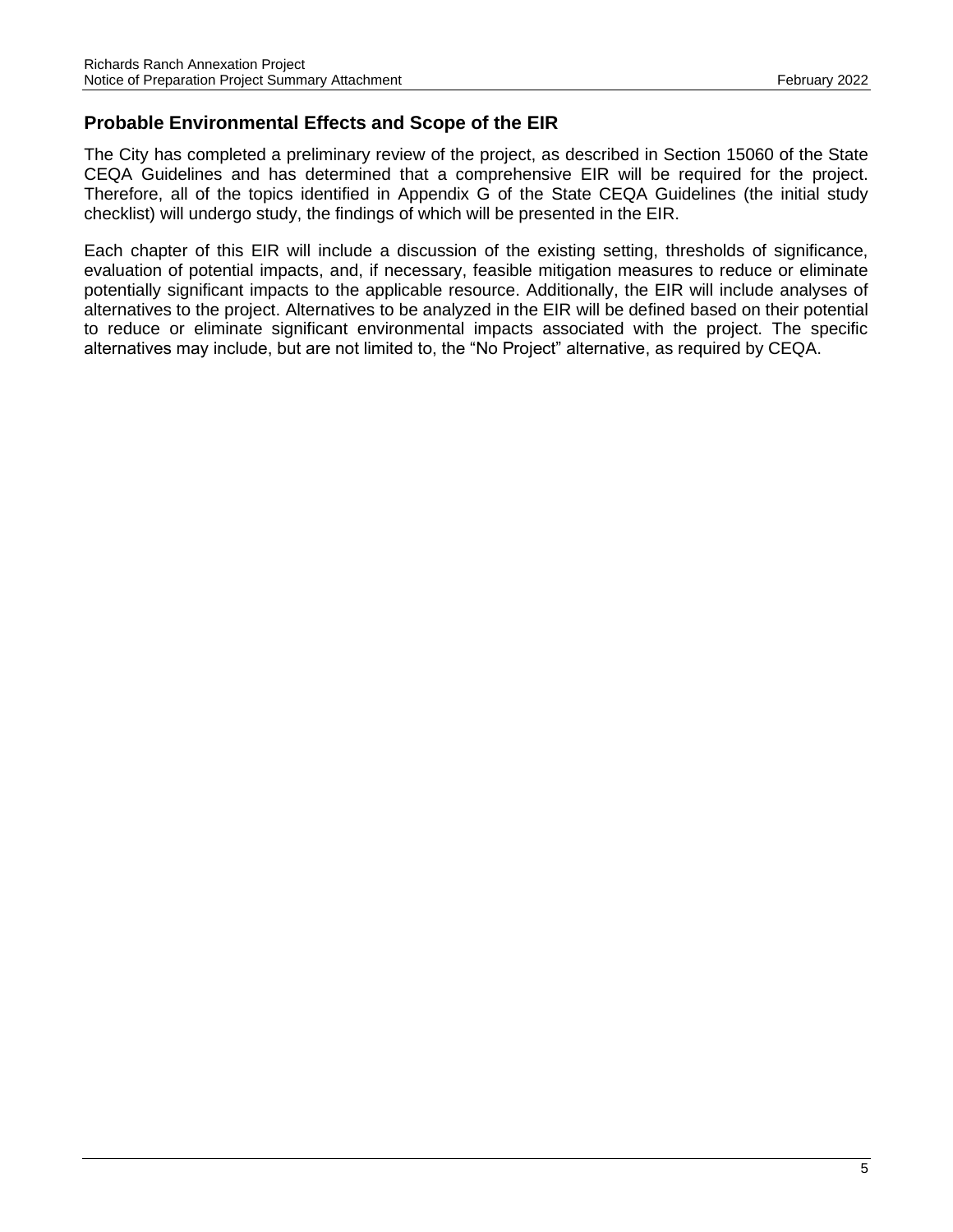## Probable Environmental Effects and Scope of the EIR

The City has completed a preliminary review of the project, as described in Section 15060 of the State CEQA Guidelines and has determined that a comprehensive EIR will be required for the project. Therefore, all of the topics identified in Appendix G of the State CEQA Guidelines (the initial study checklist) will undergo study, the findings of which will be presented in the EIR.

Each chapter of this EIR will include a discussion of the existing setting, thresholds of significance, evaluation of potential impacts, and, if necessary, feasible mitigation measures to reduce or eliminate potentially significant impacts to the applicable resource. Additionally, the EIR will include analyses of alternatives to the project. Alternatives to be analyzed in the EIR will be defined based on their potential to reduce or eliminate significant environmental impacts associated with the project. The specific alternatives may include, but are not limited to, the "No Project" alternative, as required by CEQA.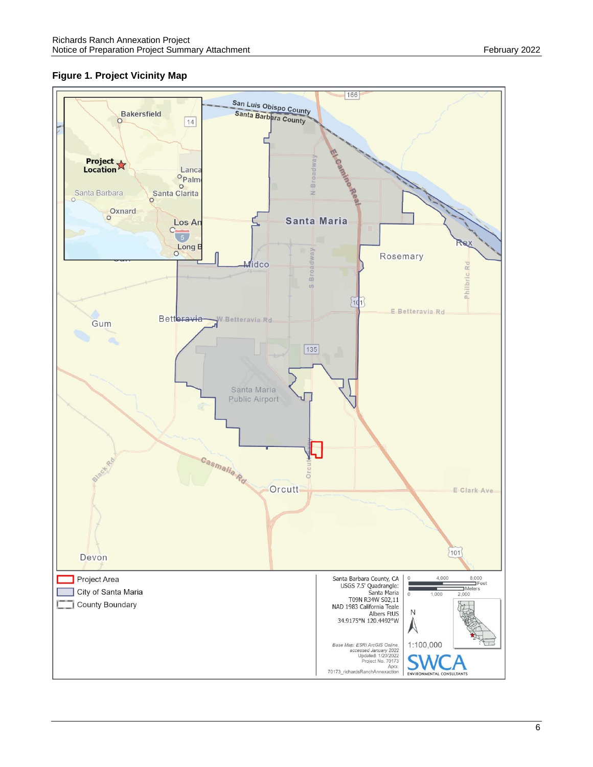**Figure 1. Project Vicinity Map**

Project Area

City of Santa Maria

County Boundary

Santa Barbara County, CA
USGS 7.5' Quadrangle:
Santa Maria
T09N R34W S02,11
NAD 1983 California Teale
Albers FtUS
34.9175°N 120.4492°W

Base Map: ESRI ArcGIS Online, accessed January 2022
Updated: 1/20/2022
Project No. 70173
Aprx:
70173_richardsRanchAnnexaction

1:100,000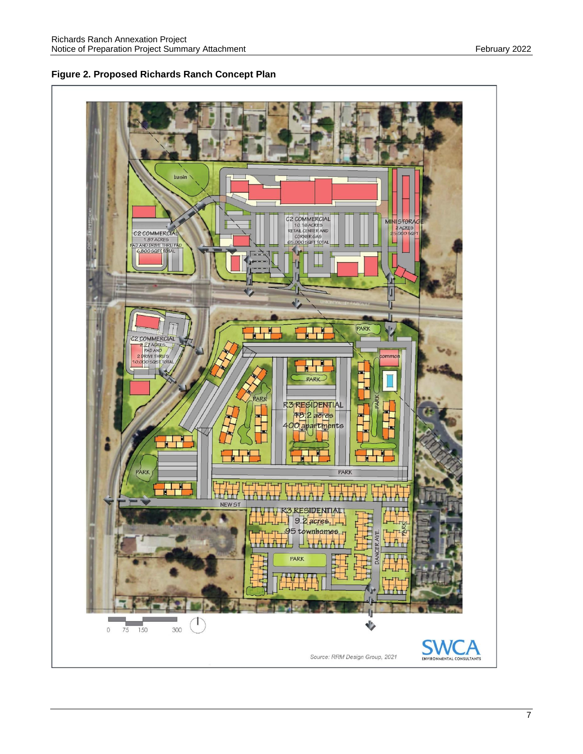**Figure 2. Proposed Richards Ranch Concept Plan**

basin

C2 COMMERCIAL
10.16 ACRES
RETAIL CENTER AND
CORNER GAS
65,000 SQFT TOTAL

MINI STORAGE
2 ACRES
25,000 SQFT

C2 COMMERCIAL
1.87 ACRES
PAD AND DRIVE THRU PAD
6,800 SQFT TOTAL

UNION VALLEY PARKWAY

C2 COMMERCIAL
2.27 ACRES
PAD AND
2 DRIVE THRU'S
10,000 SQFT TOTAL

PARK

common

PARK

PARK

PARK

R3 RESIDENTIAL
18.2 acres
400 apartments

PARK

PARK

NEW ST

R3 RESIDENTIAL
9.2 acres
95 townhomes

DANCER AVE.

PARK

PARK

0 75 150 300

Source: RRM Design Group, 2021

SWCA
ENVIRONMENTAL CONSULTANTS